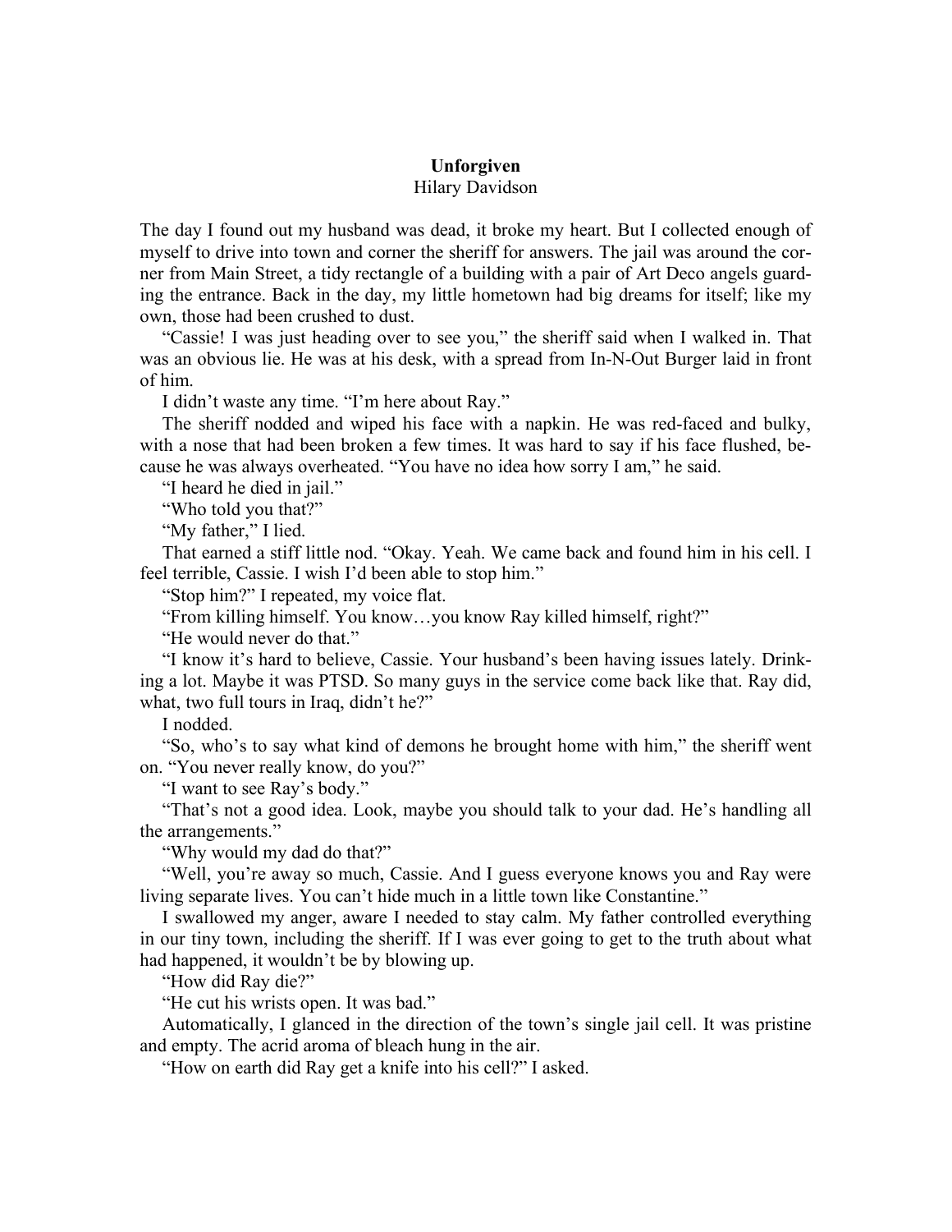# Unforgiven

Hilary Davidson

The day I found out my husband was dead, it broke my heart. But I collected enough of myself to drive into town and corner the sheriff for answers. The jail was around the corner from Main Street, a tidy rectangle of a building with a pair of Art Deco angels guarding the entrance. Back in the day, my little hometown had big dreams for itself; like my own, those had been crushed to dust.

"Cassie! I was just heading over to see you," the sheriff said when I walked in. That was an obvious lie. He was at his desk, with a spread from In-N-Out Burger laid in front of him.

I didn't waste any time. "I'm here about Ray."

The sheriff nodded and wiped his face with a napkin. He was red-faced and bulky, with a nose that had been broken a few times. It was hard to say if his face flushed, because he was always overheated. "You have no idea how sorry I am," he said.

"I heard he died in jail."

"Who told you that?"

"My father," I lied.

That earned a stiff little nod. "Okay. Yeah. We came back and found him in his cell. I feel terrible, Cassie. I wish I'd been able to stop him."

"Stop him?" I repeated, my voice flat.

"From killing himself. You know…you know Ray killed himself, right?"

"He would never do that."

"I know it's hard to believe, Cassie. Your husband's been having issues lately. Drinking a lot. Maybe it was PTSD. So many guys in the service come back like that. Ray did, what, two full tours in Iraq, didn't he?"

I nodded.

"So, who's to say what kind of demons he brought home with him," the sheriff went on. "You never really know, do you?"

"I want to see Ray's body."

"That's not a good idea. Look, maybe you should talk to your dad. He's handling all the arrangements."

"Why would my dad do that?"

"Well, you're away so much, Cassie. And I guess everyone knows you and Ray were living separate lives. You can't hide much in a little town like Constantine."

I swallowed my anger, aware I needed to stay calm. My father controlled everything in our tiny town, including the sheriff. If I was ever going to get to the truth about what had happened, it wouldn't be by blowing up.

"How did Ray die?"

"He cut his wrists open. It was bad."

Automatically, I glanced in the direction of the town's single jail cell. It was pristine and empty. The acrid aroma of bleach hung in the air.

"How on earth did Ray get a knife into his cell?" I asked.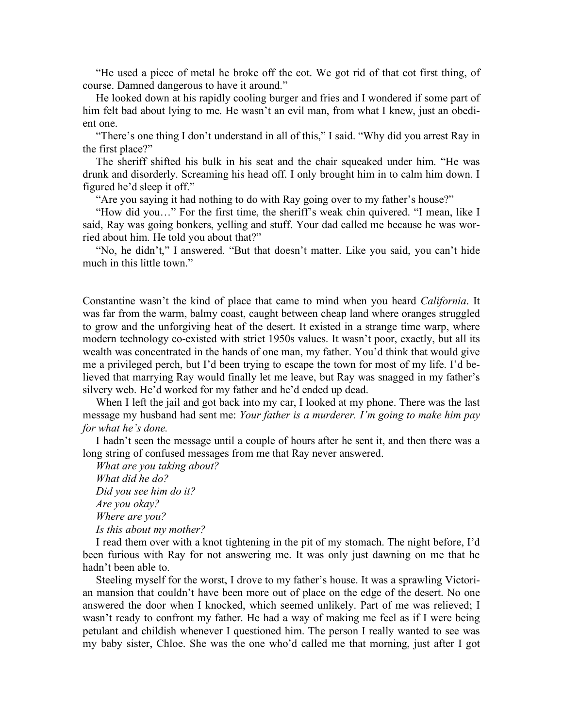"He used a piece of metal he broke off the cot. We got rid of that cot first thing, of course. Damned dangerous to have it around."

He looked down at his rapidly cooling burger and fries and I wondered if some part of him felt bad about lying to me. He wasn't an evil man, from what I knew, just an obedient one.

"There's one thing I don't understand in all of this," I said. "Why did you arrest Ray in the first place?"

The sheriff shifted his bulk in his seat and the chair squeaked under him. "He was drunk and disorderly. Screaming his head off. I only brought him in to calm him down. I figured he'd sleep it off."

"Are you saying it had nothing to do with Ray going over to my father's house?"

"How did you…" For the first time, the sheriff's weak chin quivered. "I mean, like I said, Ray was going bonkers, yelling and stuff. Your dad called me because he was worried about him. He told you about that?"

"No, he didn't," I answered. "But that doesn't matter. Like you said, you can't hide much in this little town."

Constantine wasn't the kind of place that came to mind when you heard *California*. It was far from the warm, balmy coast, caught between cheap land where oranges struggled to grow and the unforgiving heat of the desert. It existed in a strange time warp, where modern technology co-existed with strict 1950s values. It wasn't poor, exactly, but all its wealth was concentrated in the hands of one man, my father. You'd think that would give me a privileged perch, but I'd been trying to escape the town for most of my life. I'd believed that marrying Ray would finally let me leave, but Ray was snagged in my father's silvery web. He'd worked for my father and he'd ended up dead.

When I left the jail and got back into my car, I looked at my phone. There was the last message my husband had sent me: *Your father is a murderer. I'm going to make him pay for what he's done.*

I hadn't seen the message until a couple of hours after he sent it, and then there was a long string of confused messages from me that Ray never answered.

*What are you taking about?*
*What did he do?*
*Did you see him do it?*
*Are you okay?*
*Where are you?*
*Is this about my mother?*

I read them over with a knot tightening in the pit of my stomach. The night before, I'd been furious with Ray for not answering me. It was only just dawning on me that he hadn't been able to.

Steeling myself for the worst, I drove to my father's house. It was a sprawling Victorian mansion that couldn't have been more out of place on the edge of the desert. No one answered the door when I knocked, which seemed unlikely. Part of me was relieved; I wasn't ready to confront my father. He had a way of making me feel as if I were being petulant and childish whenever I questioned him. The person I really wanted to see was my baby sister, Chloe. She was the one who'd called me that morning, just after I got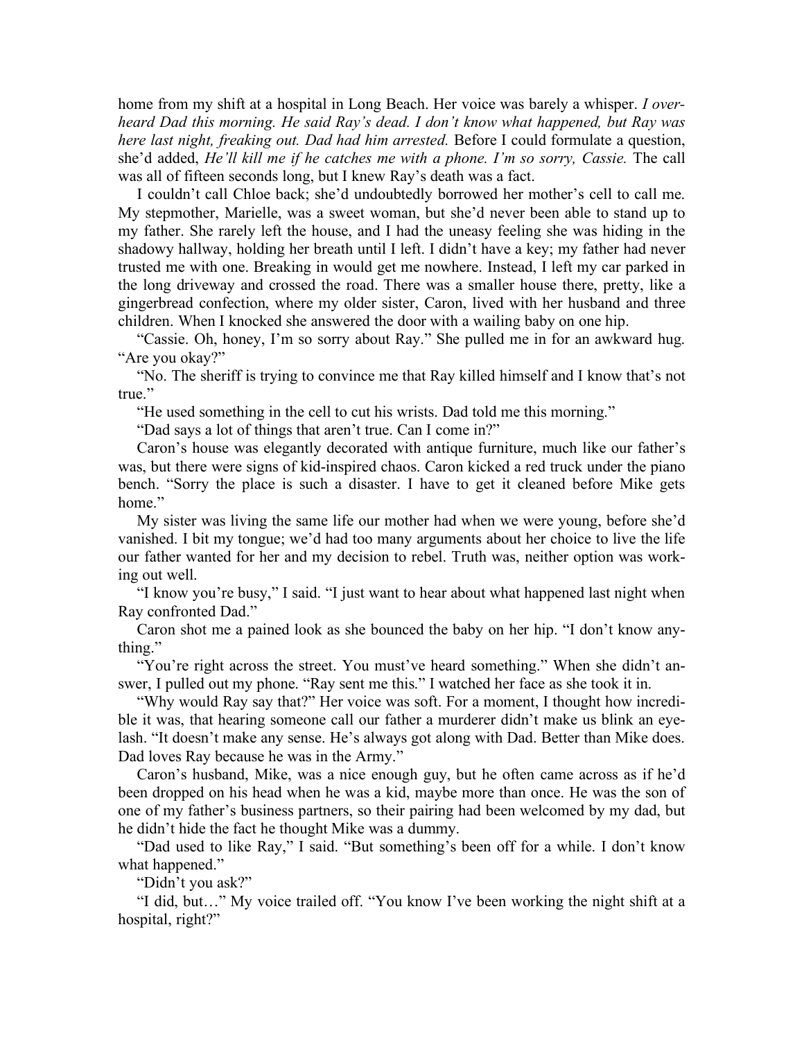home from my shift at a hospital in Long Beach. Her voice was barely a whisper. *I overheard Dad this morning. He said Ray's dead. I don't know what happened, but Ray was here last night, freaking out. Dad had him arrested.* Before I could formulate a question, she'd added, *He'll kill me if he catches me with a phone. I'm so sorry, Cassie.* The call was all of fifteen seconds long, but I knew Ray's death was a fact.

I couldn't call Chloe back; she'd undoubtedly borrowed her mother's cell to call me. My stepmother, Marielle, was a sweet woman, but she'd never been able to stand up to my father. She rarely left the house, and I had the uneasy feeling she was hiding in the shadowy hallway, holding her breath until I left. I didn't have a key; my father had never trusted me with one. Breaking in would get me nowhere. Instead, I left my car parked in the long driveway and crossed the road. There was a smaller house there, pretty, like a gingerbread confection, where my older sister, Caron, lived with her husband and three children. When I knocked she answered the door with a wailing baby on one hip.

"Cassie. Oh, honey, I'm so sorry about Ray." She pulled me in for an awkward hug. "Are you okay?"

"No. The sheriff is trying to convince me that Ray killed himself and I know that's not true."

"He used something in the cell to cut his wrists. Dad told me this morning."

"Dad says a lot of things that aren't true. Can I come in?"

Caron's house was elegantly decorated with antique furniture, much like our father's was, but there were signs of kid-inspired chaos. Caron kicked a red truck under the piano bench. "Sorry the place is such a disaster. I have to get it cleaned before Mike gets home."

My sister was living the same life our mother had when we were young, before she'd vanished. I bit my tongue; we'd had too many arguments about her choice to live the life our father wanted for her and my decision to rebel. Truth was, neither option was working out well.

"I know you're busy," I said. "I just want to hear about what happened last night when Ray confronted Dad."

Caron shot me a pained look as she bounced the baby on her hip. "I don't know anything."

"You're right across the street. You must've heard something." When she didn't answer, I pulled out my phone. "Ray sent me this." I watched her face as she took it in.

"Why would Ray say that?" Her voice was soft. For a moment, I thought how incredible it was, that hearing someone call our father a murderer didn't make us blink an eyelash. "It doesn't make any sense. He's always got along with Dad. Better than Mike does. Dad loves Ray because he was in the Army."

Caron's husband, Mike, was a nice enough guy, but he often came across as if he'd been dropped on his head when he was a kid, maybe more than once. He was the son of one of my father's business partners, so their pairing had been welcomed by my dad, but he didn't hide the fact he thought Mike was a dummy.

"Dad used to like Ray," I said. "But something's been off for a while. I don't know what happened."

"Didn't you ask?"

"I did, but…" My voice trailed off. "You know I've been working the night shift at a hospital, right?"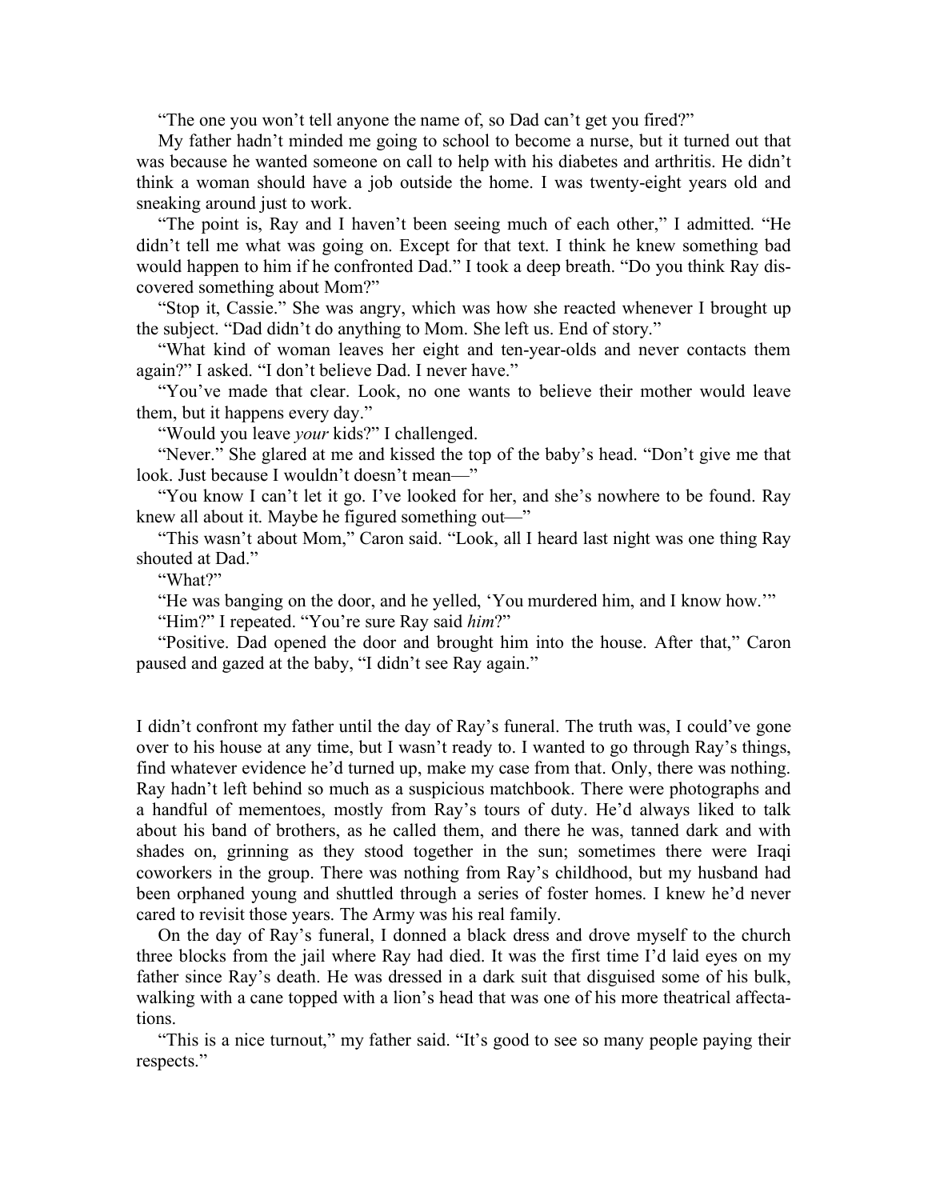"The one you won't tell anyone the name of, so Dad can't get you fired?"

My father hadn't minded me going to school to become a nurse, but it turned out that was because he wanted someone on call to help with his diabetes and arthritis. He didn't think a woman should have a job outside the home. I was twenty-eight years old and sneaking around just to work.

"The point is, Ray and I haven't been seeing much of each other," I admitted. "He didn't tell me what was going on. Except for that text. I think he knew something bad would happen to him if he confronted Dad." I took a deep breath. "Do you think Ray discovered something about Mom?"

"Stop it, Cassie." She was angry, which was how she reacted whenever I brought up the subject. "Dad didn't do anything to Mom. She left us. End of story."

"What kind of woman leaves her eight and ten-year-olds and never contacts them again?" I asked. "I don't believe Dad. I never have."

"You've made that clear. Look, no one wants to believe their mother would leave them, but it happens every day."

"Would you leave *your* kids?" I challenged.

"Never." She glared at me and kissed the top of the baby's head. "Don't give me that look. Just because I wouldn't doesn't mean—"

"You know I can't let it go. I've looked for her, and she's nowhere to be found. Ray knew all about it. Maybe he figured something out—"

"This wasn't about Mom," Caron said. "Look, all I heard last night was one thing Ray shouted at Dad."

"What?"

"He was banging on the door, and he yelled, 'You murdered him, and I know how.'"

"Him?" I repeated. "You're sure Ray said *him*?"

"Positive. Dad opened the door and brought him into the house. After that," Caron paused and gazed at the baby, "I didn't see Ray again."

I didn't confront my father until the day of Ray's funeral. The truth was, I could've gone over to his house at any time, but I wasn't ready to. I wanted to go through Ray's things, find whatever evidence he'd turned up, make my case from that. Only, there was nothing. Ray hadn't left behind so much as a suspicious matchbook. There were photographs and a handful of mementoes, mostly from Ray's tours of duty. He'd always liked to talk about his band of brothers, as he called them, and there he was, tanned dark and with shades on, grinning as they stood together in the sun; sometimes there were Iraqi coworkers in the group. There was nothing from Ray's childhood, but my husband had been orphaned young and shuttled through a series of foster homes. I knew he'd never cared to revisit those years. The Army was his real family.

On the day of Ray's funeral, I donned a black dress and drove myself to the church three blocks from the jail where Ray had died. It was the first time I'd laid eyes on my father since Ray's death. He was dressed in a dark suit that disguised some of his bulk, walking with a cane topped with a lion's head that was one of his more theatrical affectations.

"This is a nice turnout," my father said. "It's good to see so many people paying their respects."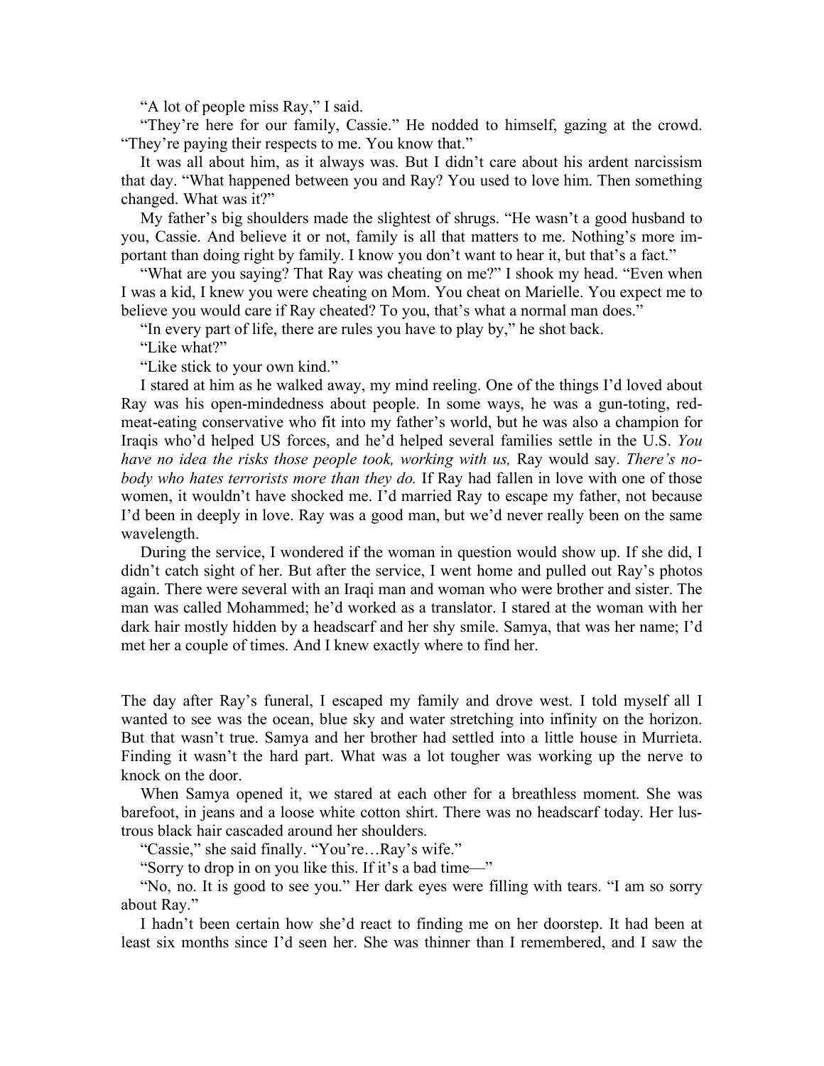"A lot of people miss Ray," I said.

"They're here for our family, Cassie." He nodded to himself, gazing at the crowd. "They're paying their respects to me. You know that."

It was all about him, as it always was. But I didn't care about his ardent narcissism that day. "What happened between you and Ray? You used to love him. Then something changed. What was it?"

My father's big shoulders made the slightest of shrugs. "He wasn't a good husband to you, Cassie. And believe it or not, family is all that matters to me. Nothing's more important than doing right by family. I know you don't want to hear it, but that's a fact."

"What are you saying? That Ray was cheating on me?" I shook my head. "Even when I was a kid, I knew you were cheating on Mom. You cheat on Marielle. You expect me to believe you would care if Ray cheated? To you, that's what a normal man does."

"In every part of life, there are rules you have to play by," he shot back.

"Like what?"

"Like stick to your own kind."

I stared at him as he walked away, my mind reeling. One of the things I'd loved about Ray was his open-mindedness about people. In some ways, he was a gun-toting, red-meat-eating conservative who fit into my father's world, but he was also a champion for Iraqis who'd helped US forces, and he'd helped several families settle in the U.S. *You have no idea the risks those people took, working with us,* Ray would say. *There's nobody who hates terrorists more than they do.* If Ray had fallen in love with one of those women, it wouldn't have shocked me. I'd married Ray to escape my father, not because I'd been in deeply in love. Ray was a good man, but we'd never really been on the same wavelength.

During the service, I wondered if the woman in question would show up. If she did, I didn't catch sight of her. But after the service, I went home and pulled out Ray's photos again. There were several with an Iraqi man and woman who were brother and sister. The man was called Mohammed; he'd worked as a translator. I stared at the woman with her dark hair mostly hidden by a headscarf and her shy smile. Samya, that was her name; I'd met her a couple of times. And I knew exactly where to find her.

The day after Ray's funeral, I escaped my family and drove west. I told myself all I wanted to see was the ocean, blue sky and water stretching into infinity on the horizon. But that wasn't true. Samya and her brother had settled into a little house in Murrieta. Finding it wasn't the hard part. What was a lot tougher was working up the nerve to knock on the door.

When Samya opened it, we stared at each other for a breathless moment. She was barefoot, in jeans and a loose white cotton shirt. There was no headscarf today. Her lustrous black hair cascaded around her shoulders.

"Cassie," she said finally. "You're…Ray's wife."

"Sorry to drop in on you like this. If it's a bad time—"

"No, no. It is good to see you." Her dark eyes were filling with tears. "I am so sorry about Ray."

I hadn't been certain how she'd react to finding me on her doorstep. It had been at least six months since I'd seen her. She was thinner than I remembered, and I saw the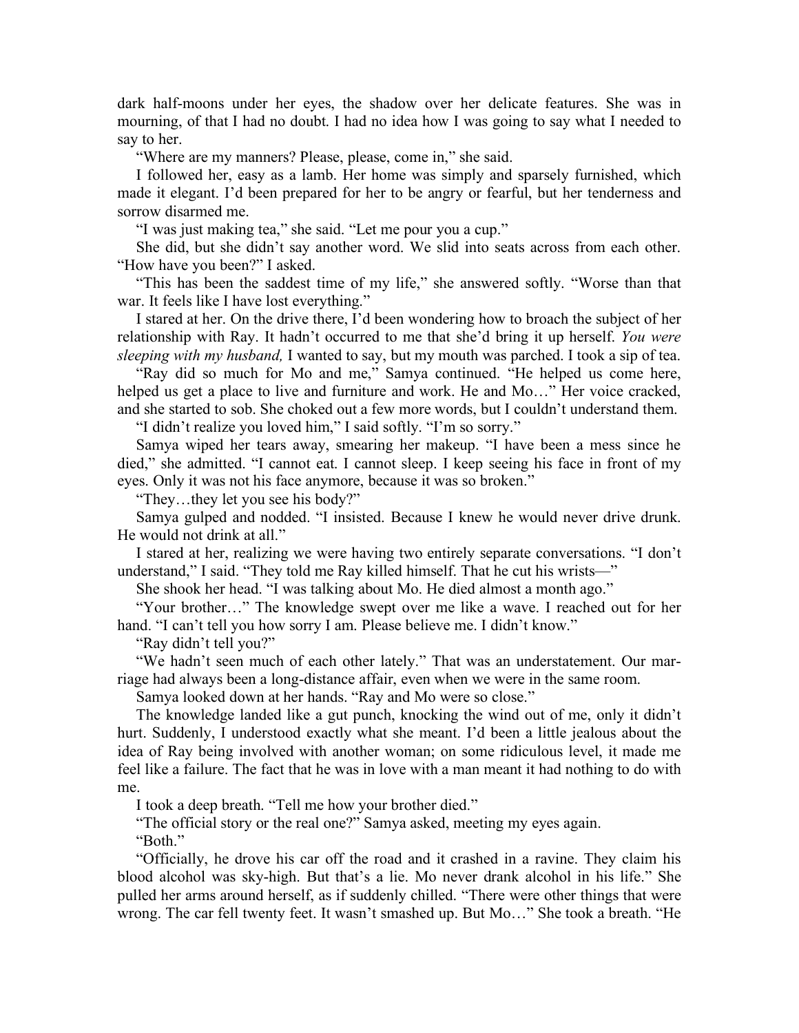dark half-moons under her eyes, the shadow over her delicate features. She was in mourning, of that I had no doubt. I had no idea how I was going to say what I needed to say to her.

"Where are my manners? Please, please, come in," she said.

I followed her, easy as a lamb. Her home was simply and sparsely furnished, which made it elegant. I'd been prepared for her to be angry or fearful, but her tenderness and sorrow disarmed me.

"I was just making tea," she said. "Let me pour you a cup."

She did, but she didn't say another word. We slid into seats across from each other. "How have you been?" I asked.

"This has been the saddest time of my life," she answered softly. "Worse than that war. It feels like I have lost everything."

I stared at her. On the drive there, I'd been wondering how to broach the subject of her relationship with Ray. It hadn't occurred to me that she'd bring it up herself. *You were sleeping with my husband,* I wanted to say, but my mouth was parched. I took a sip of tea.

"Ray did so much for Mo and me," Samya continued. "He helped us come here, helped us get a place to live and furniture and work. He and Mo…" Her voice cracked, and she started to sob. She choked out a few more words, but I couldn't understand them.

"I didn't realize you loved him," I said softly. "I'm so sorry."

Samya wiped her tears away, smearing her makeup. "I have been a mess since he died," she admitted. "I cannot eat. I cannot sleep. I keep seeing his face in front of my eyes. Only it was not his face anymore, because it was so broken."

"They…they let you see his body?"

Samya gulped and nodded. "I insisted. Because I knew he would never drive drunk. He would not drink at all."

I stared at her, realizing we were having two entirely separate conversations. "I don't understand," I said. "They told me Ray killed himself. That he cut his wrists—"

She shook her head. "I was talking about Mo. He died almost a month ago."

"Your brother…" The knowledge swept over me like a wave. I reached out for her hand. "I can't tell you how sorry I am. Please believe me. I didn't know."

"Ray didn't tell you?"

"We hadn't seen much of each other lately." That was an understatement. Our marriage had always been a long-distance affair, even when we were in the same room.

Samya looked down at her hands. "Ray and Mo were so close."

The knowledge landed like a gut punch, knocking the wind out of me, only it didn't hurt. Suddenly, I understood exactly what she meant. I'd been a little jealous about the idea of Ray being involved with another woman; on some ridiculous level, it made me feel like a failure. The fact that he was in love with a man meant it had nothing to do with me.

I took a deep breath. "Tell me how your brother died."

"The official story or the real one?" Samya asked, meeting my eyes again.

"Both."

"Officially, he drove his car off the road and it crashed in a ravine. They claim his blood alcohol was sky-high. But that's a lie. Mo never drank alcohol in his life." She pulled her arms around herself, as if suddenly chilled. "There were other things that were wrong. The car fell twenty feet. It wasn't smashed up. But Mo…" She took a breath. "He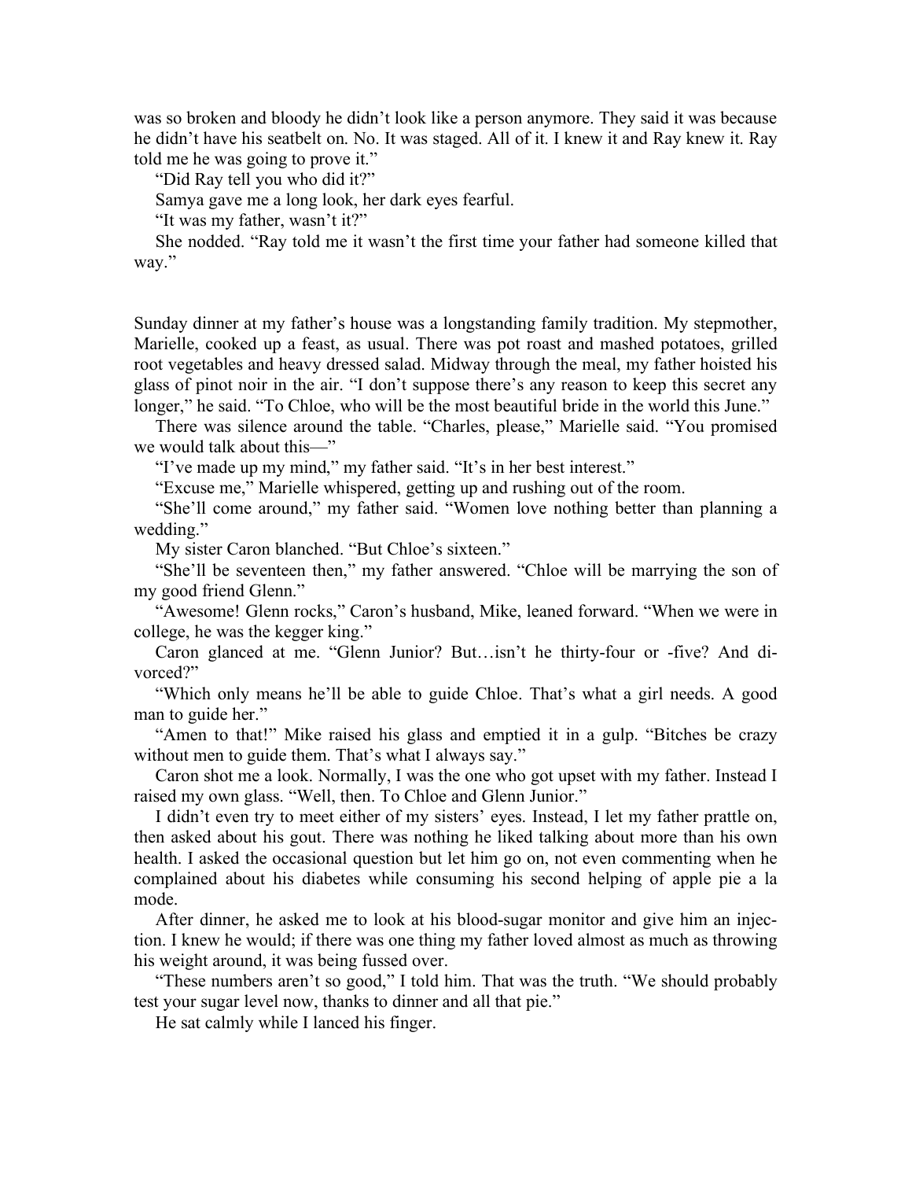was so broken and bloody he didn't look like a person anymore. They said it was because he didn't have his seatbelt on. No. It was staged. All of it. I knew it and Ray knew it. Ray told me he was going to prove it."

"Did Ray tell you who did it?"

Samya gave me a long look, her dark eyes fearful.

"It was my father, wasn't it?"

She nodded. "Ray told me it wasn't the first time your father had someone killed that way."

Sunday dinner at my father's house was a longstanding family tradition. My stepmother, Marielle, cooked up a feast, as usual. There was pot roast and mashed potatoes, grilled root vegetables and heavy dressed salad. Midway through the meal, my father hoisted his glass of pinot noir in the air. "I don't suppose there's any reason to keep this secret any longer," he said. "To Chloe, who will be the most beautiful bride in the world this June."

There was silence around the table. "Charles, please," Marielle said. "You promised we would talk about this—"

"I've made up my mind," my father said. "It's in her best interest."

"Excuse me," Marielle whispered, getting up and rushing out of the room.

"She'll come around," my father said. "Women love nothing better than planning a wedding."

My sister Caron blanched. "But Chloe's sixteen."

"She'll be seventeen then," my father answered. "Chloe will be marrying the son of my good friend Glenn."

"Awesome! Glenn rocks," Caron's husband, Mike, leaned forward. "When we were in college, he was the kegger king."

Caron glanced at me. "Glenn Junior? But…isn't he thirty-four or -five? And divorced?"

"Which only means he'll be able to guide Chloe. That's what a girl needs. A good man to guide her."

"Amen to that!" Mike raised his glass and emptied it in a gulp. "Bitches be crazy without men to guide them. That's what I always say."

Caron shot me a look. Normally, I was the one who got upset with my father. Instead I raised my own glass. "Well, then. To Chloe and Glenn Junior."

I didn't even try to meet either of my sisters' eyes. Instead, I let my father prattle on, then asked about his gout. There was nothing he liked talking about more than his own health. I asked the occasional question but let him go on, not even commenting when he complained about his diabetes while consuming his second helping of apple pie a la mode.

After dinner, he asked me to look at his blood-sugar monitor and give him an injection. I knew he would; if there was one thing my father loved almost as much as throwing his weight around, it was being fussed over.

"These numbers aren't so good," I told him. That was the truth. "We should probably test your sugar level now, thanks to dinner and all that pie."

He sat calmly while I lanced his finger.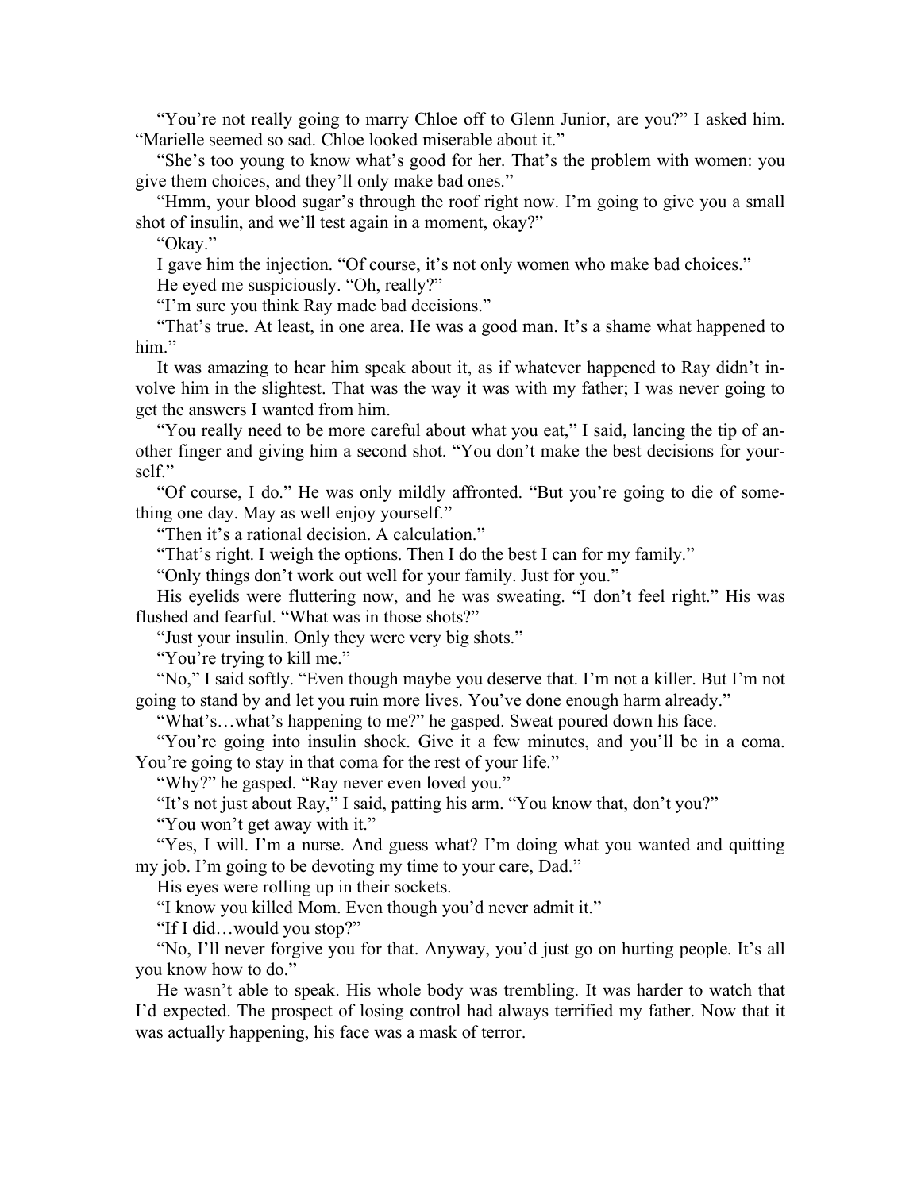"You're not really going to marry Chloe off to Glenn Junior, are you?" I asked him. "Marielle seemed so sad. Chloe looked miserable about it."

"She's too young to know what's good for her. That's the problem with women: you give them choices, and they'll only make bad ones."

"Hmm, your blood sugar's through the roof right now. I'm going to give you a small shot of insulin, and we'll test again in a moment, okay?"

"Okay."

I gave him the injection. "Of course, it's not only women who make bad choices."

He eyed me suspiciously. "Oh, really?"

"I'm sure you think Ray made bad decisions."

"That's true. At least, in one area. He was a good man. It's a shame what happened to him."

It was amazing to hear him speak about it, as if whatever happened to Ray didn't involve him in the slightest. That was the way it was with my father; I was never going to get the answers I wanted from him.

"You really need to be more careful about what you eat," I said, lancing the tip of another finger and giving him a second shot. "You don't make the best decisions for yourself."

"Of course, I do." He was only mildly affronted. "But you're going to die of something one day. May as well enjoy yourself."

"Then it's a rational decision. A calculation."

"That's right. I weigh the options. Then I do the best I can for my family."

"Only things don't work out well for your family. Just for you."

His eyelids were fluttering now, and he was sweating. "I don't feel right." His was flushed and fearful. "What was in those shots?"

"Just your insulin. Only they were very big shots."

"You're trying to kill me."

"No," I said softly. "Even though maybe you deserve that. I'm not a killer. But I'm not going to stand by and let you ruin more lives. You've done enough harm already."

"What's…what's happening to me?" he gasped. Sweat poured down his face.

"You're going into insulin shock. Give it a few minutes, and you'll be in a coma. You're going to stay in that coma for the rest of your life."

"Why?" he gasped. "Ray never even loved you."

"It's not just about Ray," I said, patting his arm. "You know that, don't you?"

"You won't get away with it."

"Yes, I will. I'm a nurse. And guess what? I'm doing what you wanted and quitting my job. I'm going to be devoting my time to your care, Dad."

His eyes were rolling up in their sockets.

"I know you killed Mom. Even though you'd never admit it."

"If I did…would you stop?"

"No, I'll never forgive you for that. Anyway, you'd just go on hurting people. It's all you know how to do."

He wasn't able to speak. His whole body was trembling. It was harder to watch that I'd expected. The prospect of losing control had always terrified my father. Now that it was actually happening, his face was a mask of terror.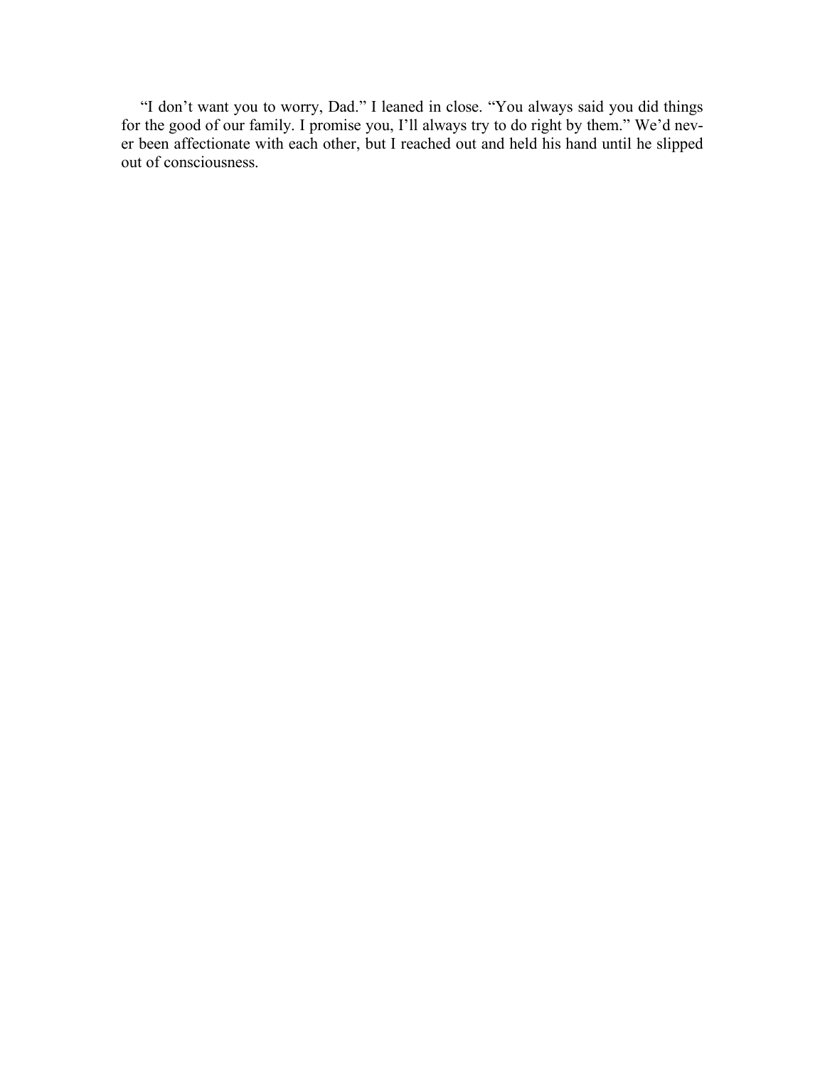"I don't want you to worry, Dad." I leaned in close. "You always said you did things for the good of our family. I promise you, I'll always try to do right by them." We'd never been affectionate with each other, but I reached out and held his hand until he slipped out of consciousness.